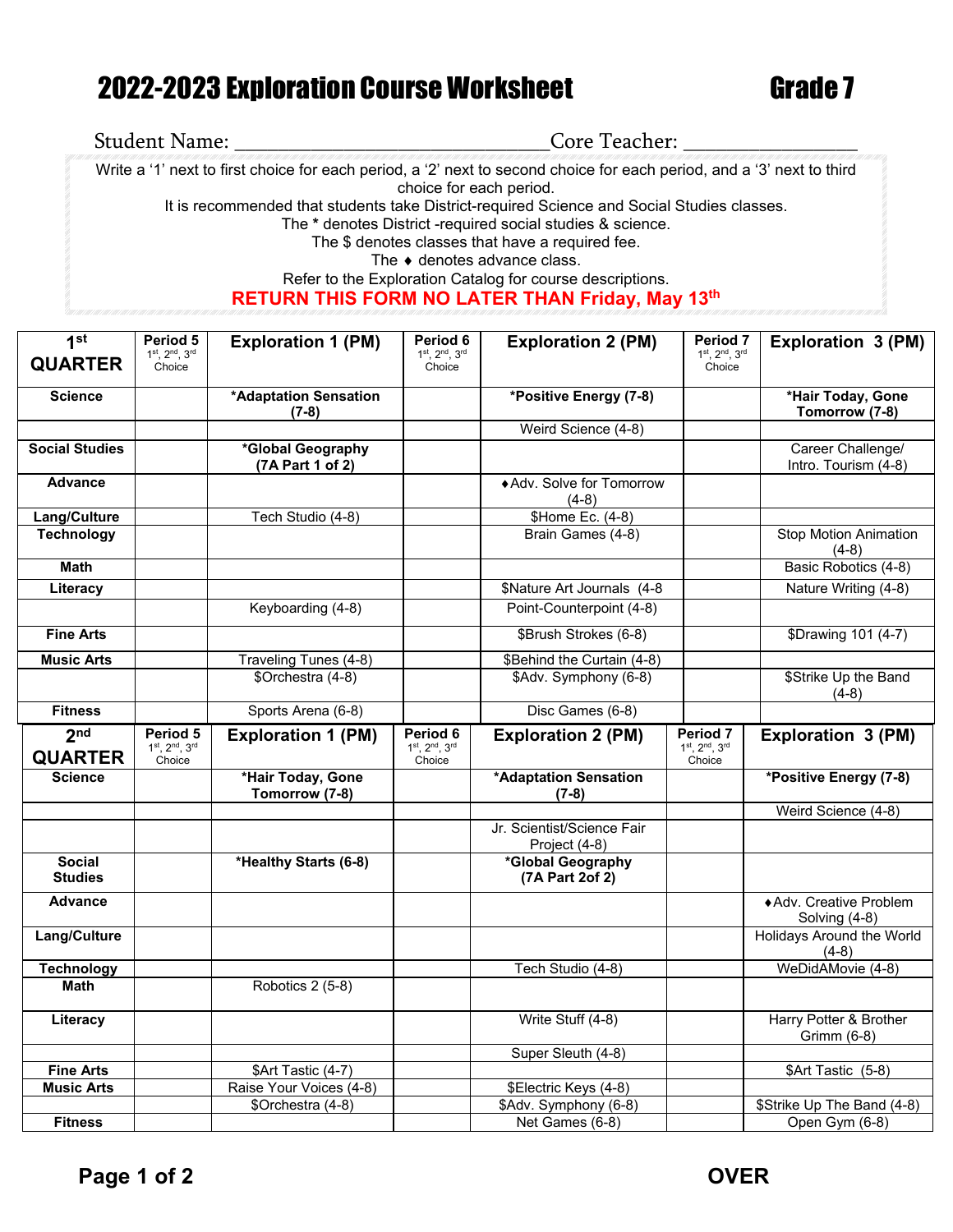# 2022-2023 Exploration Course Worksheet — Grade 7

Student Name: ______________________________ Core Teacher: ________________

Write a '1' next to first choice for each period, a '2' next to second choice for each period, and a '3' next to third choice for each period.
It is recommended that students take District-required Science and Social Studies classes.
The * denotes District -required social studies & science.
The $ denotes classes that have a required fee.
The ♦ denotes advance class.
Refer to the Exploration Catalog for course descriptions.
**RETURN THIS FORM NO LATER THAN Friday, May 13th**

| 1st QUARTER | Period 5 1st, 2nd, 3rd Choice | Exploration 1 (PM) | Period 6 1st, 2nd, 3rd Choice | Exploration 2 (PM) | Period 7 1st, 2nd, 3rd Choice | Exploration 3 (PM) |
|---|---|---|---|---|---|---|
| Science | | *Adaptation Sensation (7-8) | | *Positive Energy (7-8) | | *Hair Today, Gone Tomorrow (7-8) |
| | | | | Weird Science (4-8) | | |
| Social Studies | | *Global Geography (7A Part 1 of 2) | | | | Career Challenge/ Intro. Tourism (4-8) |
| Advance | | | | ♦Adv. Solve for Tomorrow (4-8) | | |
| Lang/Culture | | Tech Studio (4-8) | | $Home Ec. (4-8) | | |
| Technology | | | | Brain Games (4-8) | | Stop Motion Animation (4-8) |
| Math | | | | | | Basic Robotics (4-8) |
| Literacy | | | | $Nature Art Journals (4-8 | | Nature Writing (4-8) |
| | | Keyboarding (4-8) | | Point-Counterpoint (4-8) | | |
| Fine Arts | | | | $Brush Strokes (6-8) | | $Drawing 101 (4-7) |
| Music Arts | | Traveling Tunes (4-8) | | $Behind the Curtain (4-8) | | |
| | | $Orchestra (4-8) | | $Adv. Symphony (6-8) | | $Strike Up the Band (4-8) |
| Fitness | | Sports Arena (6-8) | | Disc Games (6-8) | | |

| 2nd QUARTER | Period 5 1st, 2nd, 3rd Choice | Exploration 1 (PM) | Period 6 1st, 2nd, 3rd Choice | Exploration 2 (PM) | Period 7 1st, 2nd, 3rd Choice | Exploration 3 (PM) |
|---|---|---|---|---|---|---|
| Science | | *Hair Today, Gone Tomorrow (7-8) | | *Adaptation Sensation (7-8) | | *Positive Energy (7-8) |
| | | | | | | Weird Science (4-8) |
| | | | | Jr. Scientist/Science Fair Project (4-8) | | |
| Social Studies | | *Healthy Starts (6-8) | | *Global Geography (7A Part 2of 2) | | |
| Advance | | | | | | ♦Adv. Creative Problem Solving (4-8) |
| Lang/Culture | | | | | | Holidays Around the World (4-8) |
| Technology | | | | Tech Studio (4-8) | | WeDidAMovie (4-8) |
| Math | | Robotics 2 (5-8) | | | | |
| Literacy | | | | Write Stuff (4-8) | | Harry Potter & Brother Grimm (6-8) |
| | | | | Super Sleuth (4-8) | | |
| Fine Arts | | $Art Tastic (4-7) | | | | $Art Tastic (5-8) |
| Music Arts | | Raise Your Voices (4-8) | | $Electric Keys (4-8) | | |
| | | $Orchestra (4-8) | | $Adv. Symphony (6-8) | | $Strike Up The Band (4-8) |
| Fitness | | | | Net Games (6-8) | | Open Gym (6-8) |

**OVER**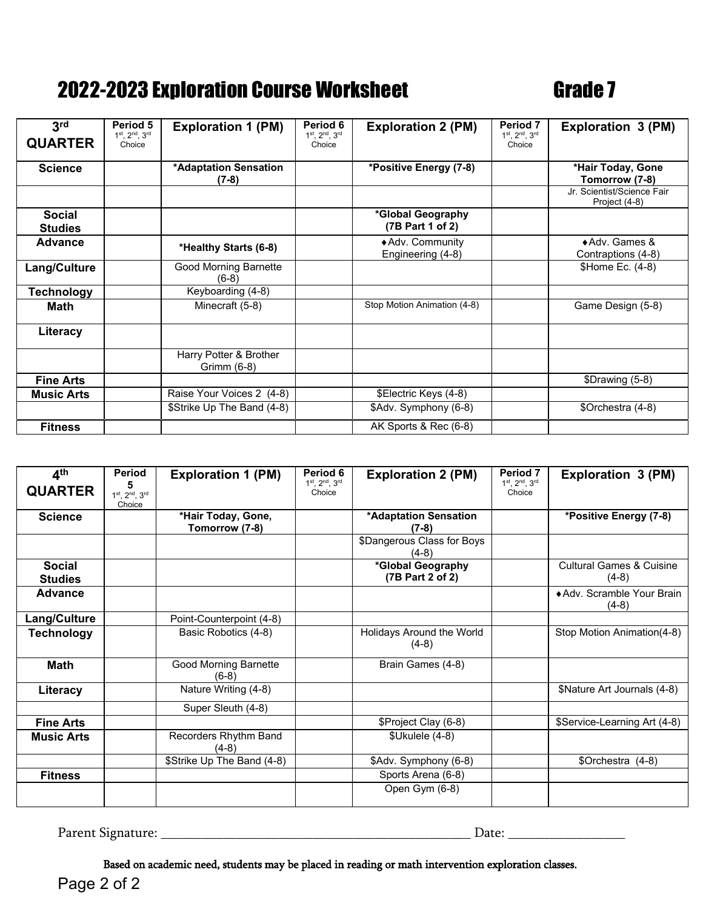# 2022-2023 Exploration Course Worksheet Grade 7

| 3rd QUARTER | Period 5 1st, 2nd, 3rd Choice | Exploration 1 (PM) | Period 6 1st, 2nd, 3rd Choice | Exploration 2 (PM) | Period 7 1st, 2nd, 3rd Choice | Exploration 3 (PM) |
|---|---|---|---|---|---|---|
| **Science** | | **\*Adaptation Sensation (7-8)** | | **\*Positive Energy (7-8)** | | **\*Hair Today, Gone Tomorrow (7-8)** |
| | | | | | | Jr. Scientist/Science Fair Project (4-8) |
| **Social Studies** | | | | **\*Global Geography (7B Part 1 of 2)** | | |
| **Advance** | | **\*Healthy Starts (6-8)** | | ♦Adv. Community Engineering (4-8) | | ♦Adv. Games & Contraptions (4-8) |
| **Lang/Culture** | | Good Morning Barnette (6-8) | | | | $Home Ec. (4-8) |
| **Technology** | | Keyboarding (4-8) | | | | |
| **Math** | | Minecraft (5-8) | | Stop Motion Animation (4-8) | | Game Design (5-8) |
| **Literacy** | | | | | | |
| | | Harry Potter & Brother Grimm (6-8) | | | | |
| **Fine Arts** | | | | | | $Drawing (5-8) |
| **Music Arts** | | Raise Your Voices 2 (4-8) | | $Electric Keys (4-8) | | |
| | | $Strike Up The Band (4-8) | | $Adv. Symphony (6-8) | | $Orchestra (4-8) |
| **Fitness** | | | | AK Sports & Rec (6-8) | | |

| 4th QUARTER | Period 5 1st, 2nd, 3rd Choice | Exploration 1 (PM) | Period 6 1st, 2nd, 3rd Choice | Exploration 2 (PM) | Period 7 1st, 2nd, 3rd Choice | Exploration 3 (PM) |
|---|---|---|---|---|---|---|
| **Science** | | **\*Hair Today, Gone, Tomorrow (7-8)** | | **\*Adaptation Sensation (7-8)** | | **\*Positive Energy (7-8)** |
| | | | | $Dangerous Class for Boys (4-8) | | |
| **Social Studies** | | | | **\*Global Geography (7B Part 2 of 2)** | | Cultural Games & Cuisine (4-8) |
| **Advance** | | | | | | ♦Adv. Scramble Your Brain (4-8) |
| **Lang/Culture** | | Point-Counterpoint (4-8) | | | | |
| **Technology** | | Basic Robotics (4-8) | | Holidays Around the World (4-8) | | Stop Motion Animation(4-8) |
| **Math** | | Good Morning Barnette (6-8) | | Brain Games (4-8) | | |
| **Literacy** | | Nature Writing (4-8) | | | | $Nature Art Journals (4-8) |
| | | Super Sleuth (4-8) | | | | |
| **Fine Arts** | | | | $Project Clay (6-8) | | $Service-Learning Art (4-8) |
| **Music Arts** | | Recorders Rhythm Band (4-8) | | $Ukulele (4-8) | | |
| | | $Strike Up The Band (4-8) | | $Adv. Symphony (6-8) | | $Orchestra (4-8) |
| **Fitness** | | | | Sports Arena (6-8) | | |
| | | | | Open Gym (6-8) | | |

Parent Signature: ______________________________ Date: ______________

Based on academic need, students may be placed in reading or math intervention exploration classes.